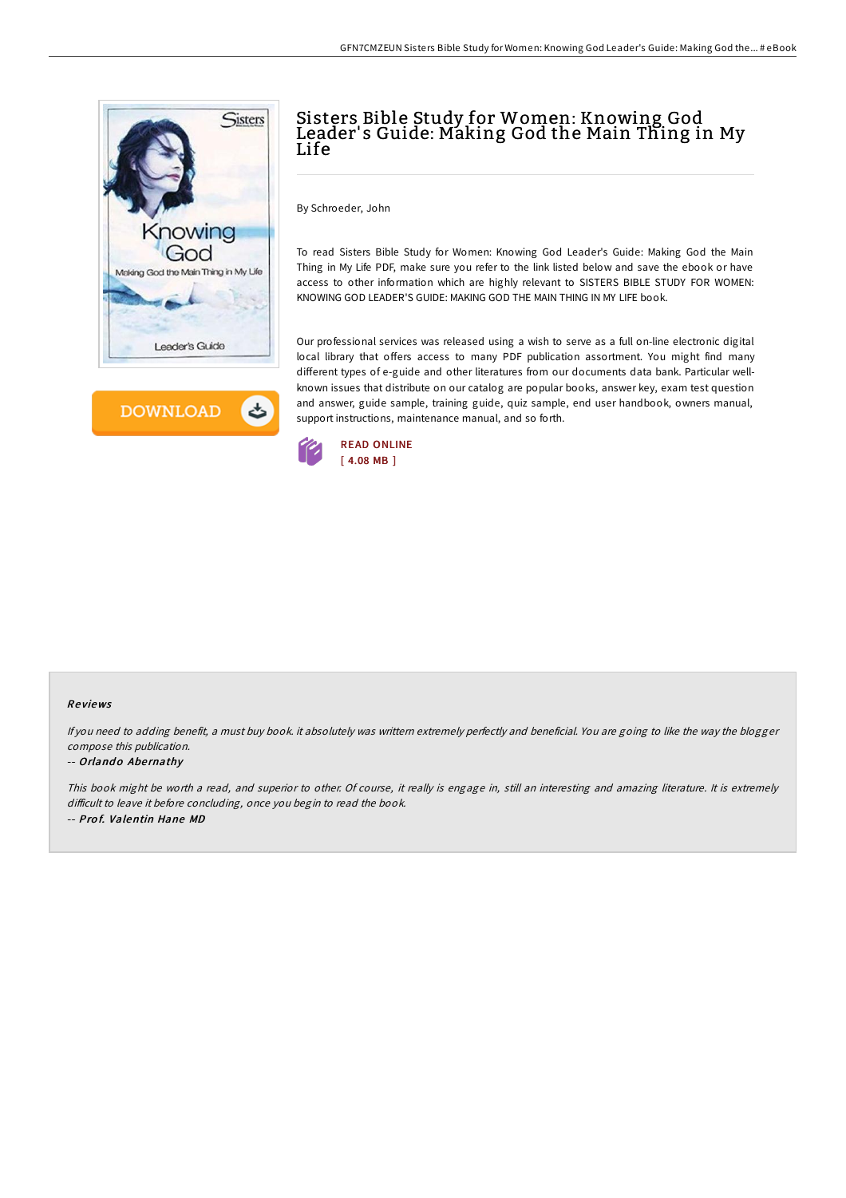# Sisters Bible Study for Women: Knowing God Leader's Guide: Making God the Main Thing in My Life

By Schroeder, John

To read Sisters Bible Study for Women: Knowing God Leader's Guide: Making God the Main Thing in My Life PDF, make sure you refer to the link listed below and save the ebook or have access to other information which are highly relevant to SISTERS BIBLE STUDY FOR WOMEN: KNOWING GOD LEADER'S GUIDE: MAKING GOD THE MAIN THING IN MY LIFE book.

Our professional services was released using a wish to serve as a full on-line electronic digital local library that offers access to many PDF publication assortment. You might find many different types of e-guide and other literatures from our documents data bank. Particular well-known issues that distribute on our catalog are popular books, answer key, exam test question and answer, guide sample, training guide, quiz sample, end user handbook, owners manual, support instructions, maintenance manual, and so forth.

DOWNLOAD

READ ONLINE
[ 4.08 MB ]

## Reviews

*If you need to adding benefit, a must buy book. it absolutely was writtern extremely perfectly and beneficial. You are going to like the way the blogger compose this publication.*

-- ***Orlando Abernathy***

*This book might be worth a read, and superior to other. Of course, it really is engage in, still an interesting and amazing literature. It is extremely difficult to leave it before concluding, once you begin to read the book.*

-- ***Prof. Valentin Hane MD***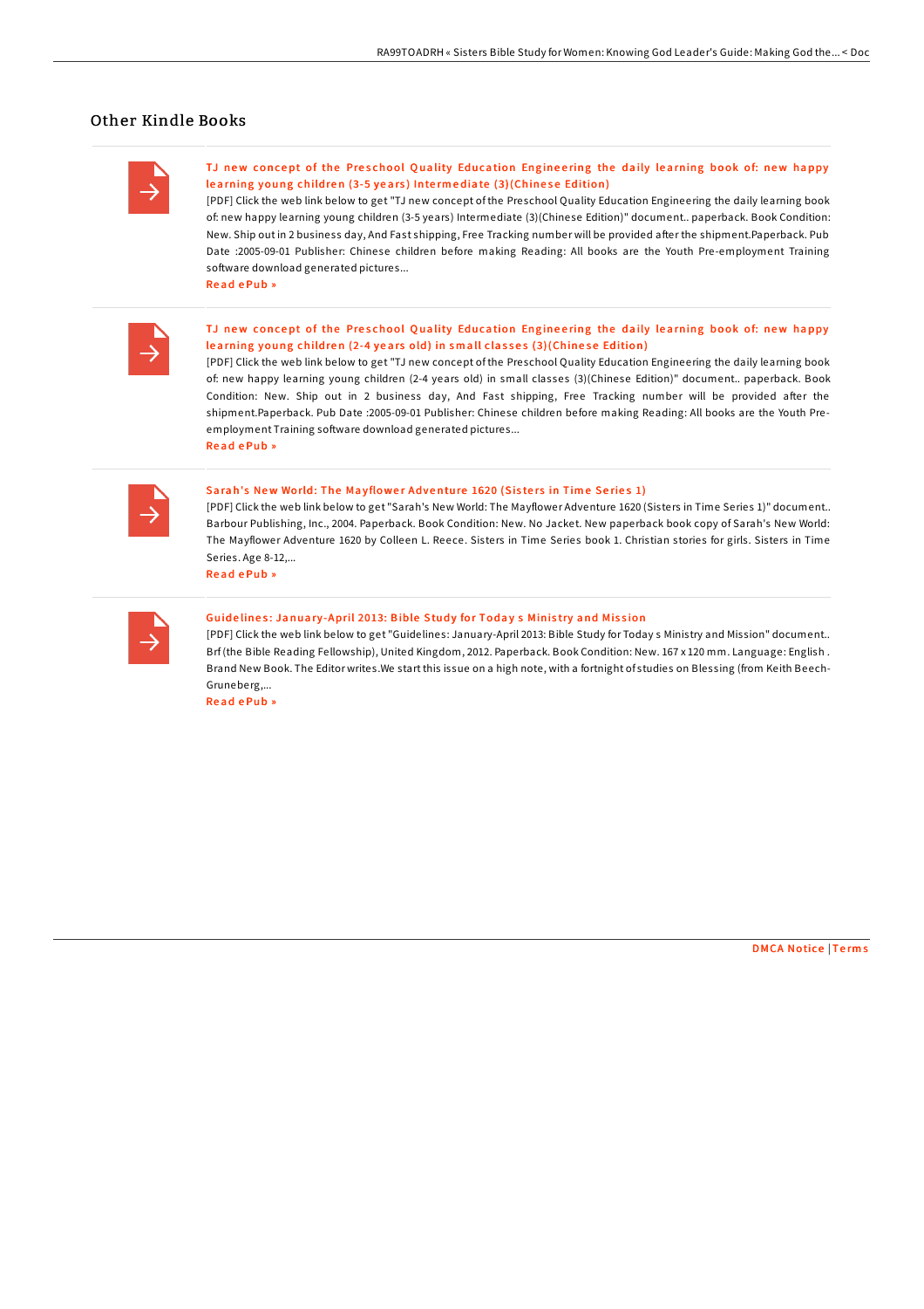## Other Kindle Books

### TJ new concept of the Preschool Quality Education Engineering the daily learning book of: new happy learning young children (3-5 years) Intermediate (3)(Chinese Edition)

[PDF] Click the web link below to get "TJ new concept of the Preschool Quality Education Engineering the daily learning book of: new happy learning young children (3-5 years) Intermediate (3)(Chinese Edition)" document.. paperback. Book Condition: New. Ship out in 2 business day, And Fast shipping, Free Tracking number will be provided after the shipment.Paperback. Pub Date :2005-09-01 Publisher: Chinese children before making Reading: All books are the Youth Pre-employment Training software download generated pictures...

Read ePub »

### TJ new concept of the Preschool Quality Education Engineering the daily learning book of: new happy learning young children (2-4 years old) in small classes (3)(Chinese Edition)

[PDF] Click the web link below to get "TJ new concept of the Preschool Quality Education Engineering the daily learning book of: new happy learning young children (2-4 years old) in small classes (3)(Chinese Edition)" document.. paperback. Book Condition: New. Ship out in 2 business day, And Fast shipping, Free Tracking number will be provided after the shipment.Paperback. Pub Date :2005-09-01 Publisher: Chinese children before making Reading: All books are the Youth Pre-employment Training software download generated pictures...

Read ePub »

### Sarah's New World: The Mayflower Adventure 1620 (Sisters in Time Series 1)

[PDF] Click the web link below to get "Sarah's New World: The Mayflower Adventure 1620 (Sisters in Time Series 1)" document.. Barbour Publishing, Inc., 2004. Paperback. Book Condition: New. No Jacket. New paperback book copy of Sarah's New World: The Mayflower Adventure 1620 by Colleen L. Reece. Sisters in Time Series book 1. Christian stories for girls. Sisters in Time Series. Age 8-12,...

Read ePub »

### Guidelines: January-April 2013: Bible Study for Today s Ministry and Mission

[PDF] Click the web link below to get "Guidelines: January-April 2013: Bible Study for Today s Ministry and Mission" document.. Brf (the Bible Reading Fellowship), United Kingdom, 2012. Paperback. Book Condition: New. 167 x 120 mm. Language: English . Brand New Book. The Editor writes.We start this issue on a high note, with a fortnight of studies on Blessing (from Keith Beech-Gruneberg,...

Read ePub »

DMCA Notice | Terms